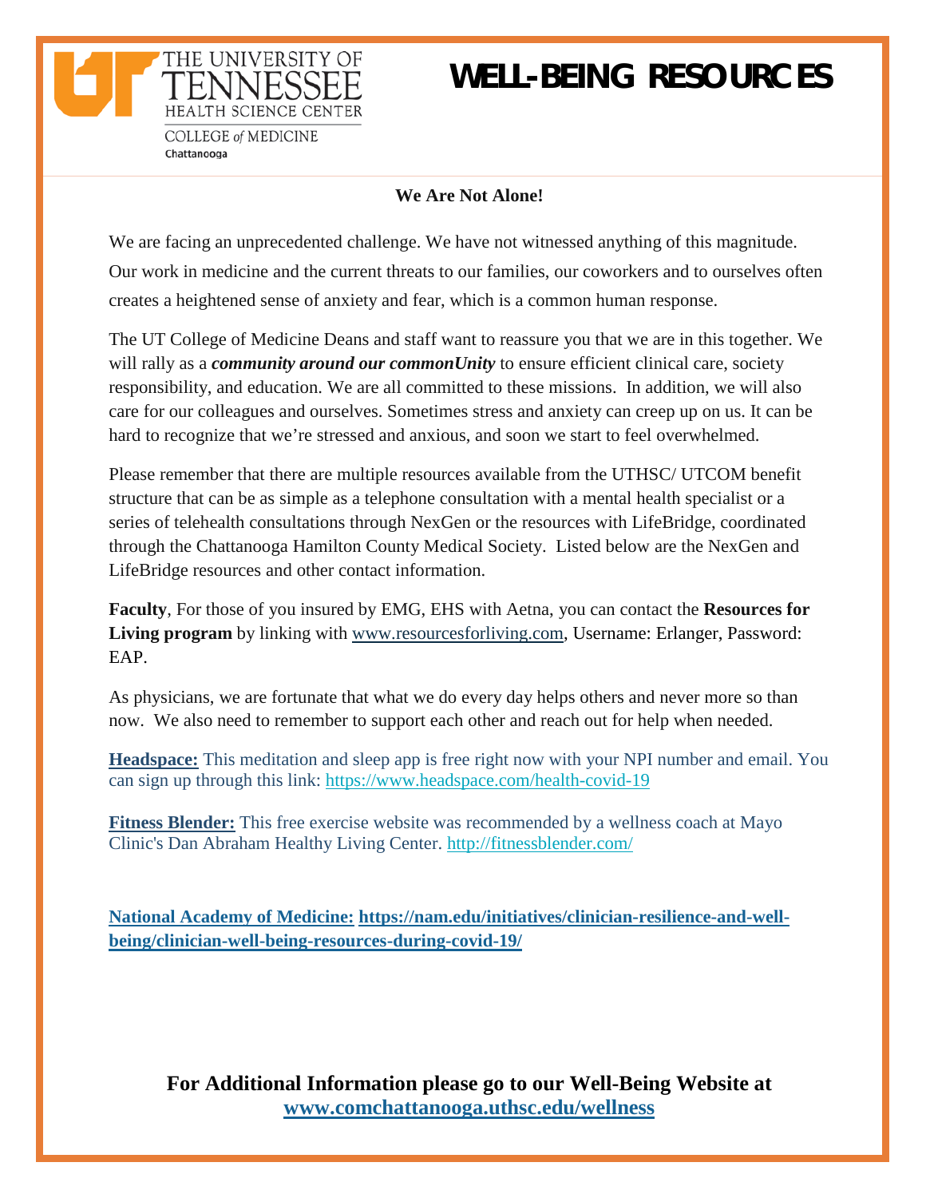THE UNIVERSITY OF TENNESSEE HEALTH SCIENCE CENTER
COLLEGE of MEDICINE
Chattanooga

# WELL-BEING RESOURCES

**We Are Not Alone!**

We are facing an unprecedented challenge. We have not witnessed anything of this magnitude. Our work in medicine and the current threats to our families, our coworkers and to ourselves often creates a heightened sense of anxiety and fear, which is a common human response.

The UT College of Medicine Deans and staff want to reassure you that we are in this together. We will rally as a ***community around our commonUnity*** to ensure efficient clinical care, society responsibility, and education. We are all committed to these missions. In addition, we will also care for our colleagues and ourselves. Sometimes stress and anxiety can creep up on us. It can be hard to recognize that we're stressed and anxious, and soon we start to feel overwhelmed.

Please remember that there are multiple resources available from the UTHSC/ UTCOM benefit structure that can be as simple as a telephone consultation with a mental health specialist or a series of telehealth consultations through NexGen or the resources with LifeBridge, coordinated through the Chattanooga Hamilton County Medical Society. Listed below are the NexGen and LifeBridge resources and other contact information.

**Faculty**, For those of you insured by EMG, EHS with Aetna, you can contact the **Resources for Living program** by linking with www.resourcesforliving.com, Username: Erlanger, Password: EAP.

As physicians, we are fortunate that what we do every day helps others and never more so than now. We also need to remember to support each other and reach out for help when needed.

**Headspace:** This meditation and sleep app is free right now with your NPI number and email. You can sign up through this link: https://www.headspace.com/health-covid-19

**Fitness Blender:** This free exercise website was recommended by a wellness coach at Mayo Clinic's Dan Abraham Healthy Living Center. http://fitnessblender.com/

**National Academy of Medicine: https://nam.edu/initiatives/clinician-resilience-and-well-being/clinician-well-being-resources-during-covid-19/**

**For Additional Information please go to our Well-Being Website at www.comchattanooga.uthsc.edu/wellness**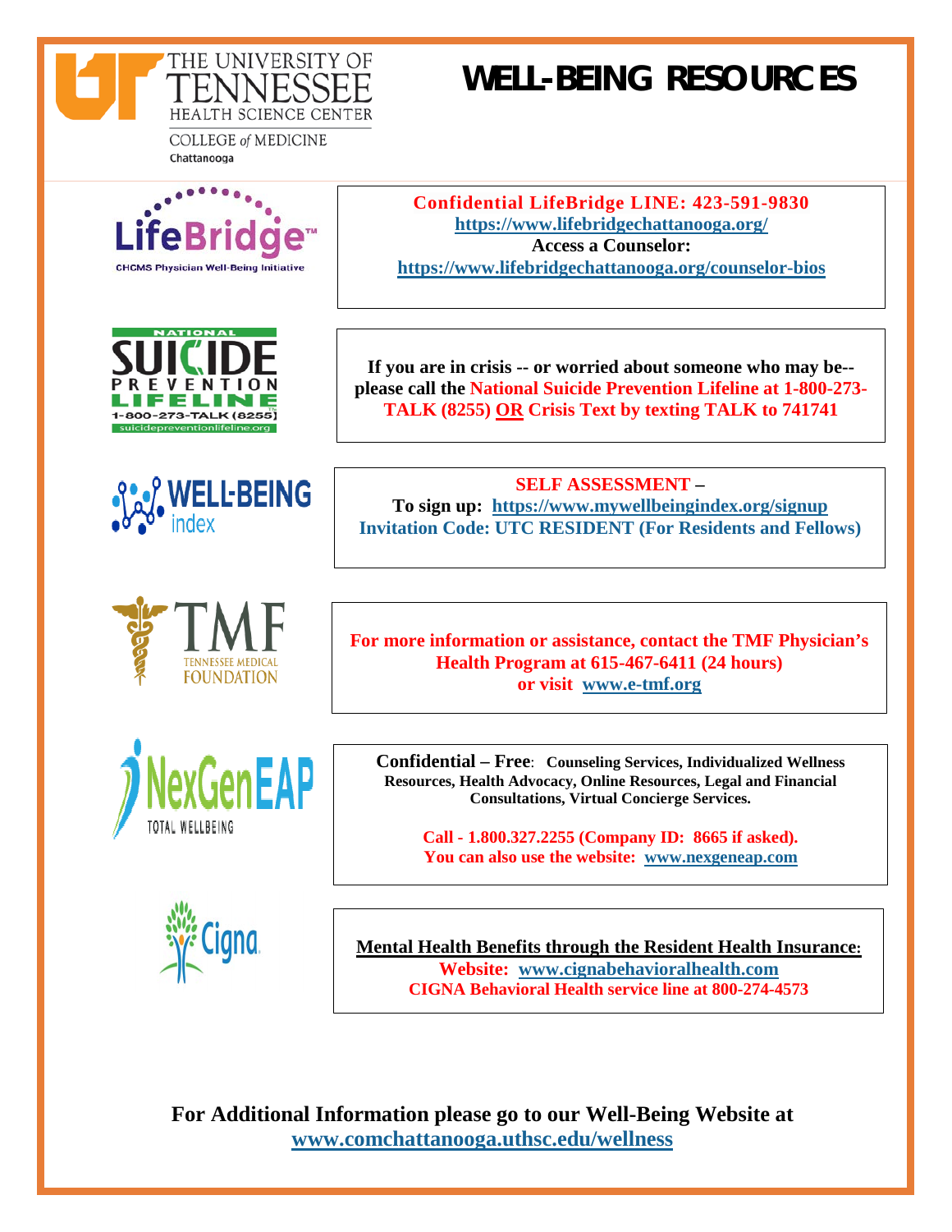THE UNIVERSITY OF TENNESSEE HEALTH SCIENCE CENTER
COLLEGE of MEDICINE
Chattanooga

# WELL-BEING RESOURCES

LifeBridge™
CHCMS Physician Well-Being Initiative

**Confidential LifeBridge LINE: 423-591-9830**
**https://www.lifebridgechattanooga.org/**
**Access a Counselor:**
**https://www.lifebridgechattanooga.org/counselor-bios**

NATIONAL SUICIDE PREVENTION LIFELINE
1-800-273-TALK (8255)
suicidepreventionlifeline.org

**If you are in crisis -- or worried about someone who may be-- please call the National Suicide Prevention Lifeline at 1-800-273-TALK (8255) OR Crisis Text by texting TALK to 741741**

WELL-BEING index

**SELF ASSESSMENT –**
**To sign up: https://www.mywellbeingindex.org/signup**
**Invitation Code: UTC RESIDENT (For Residents and Fellows)**

TMF
TENNESSEE MEDICAL FOUNDATION

**For more information or assistance, contact the TMF Physician's Health Program at 615-467-6411 (24 hours) or visit www.e-tmf.org**

NexGenEAP
TOTAL WELLBEING

**Confidential – Free**: **Counseling Services, Individualized Wellness Resources, Health Advocacy, Online Resources, Legal and Financial Consultations, Virtual Concierge Services.**

**Call - 1.800.327.2255 (Company ID: 8665 if asked).**
**You can also use the website: www.nexgeneap.com**

Cigna

**Mental Health Benefits through the Resident Health Insurance:**
**Website: www.cignabehavioralhealth.com**
**CIGNA Behavioral Health service line at 800-274-4573**

**For Additional Information please go to our Well-Being Website at www.comchattanooga.uthsc.edu/wellness**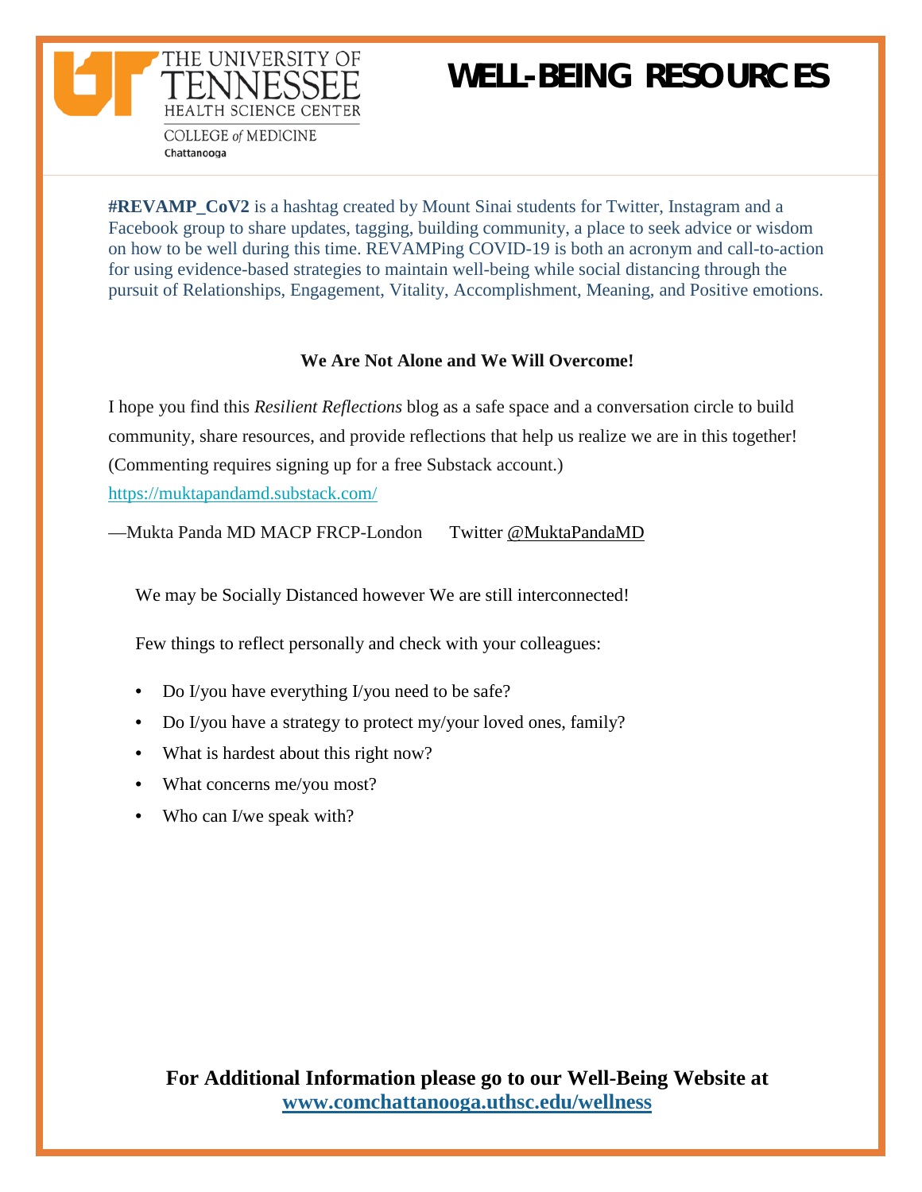THE UNIVERSITY OF TENNESSEE HEALTH SCIENCE CENTER
COLLEGE *of* MEDICINE
Chattanooga

# WELL-BEING RESOURCES

**#REVAMP_CoV2** is a hashtag created by Mount Sinai students for Twitter, Instagram and a Facebook group to share updates, tagging, building community, a place to seek advice or wisdom on how to be well during this time. REVAMPing COVID-19 is both an acronym and call-to-action for using evidence-based strategies to maintain well-being while social distancing through the pursuit of Relationships, Engagement, Vitality, Accomplishment, Meaning, and Positive emotions.

**We Are Not Alone and We Will Overcome!**

I hope you find this *Resilient Reflections* blog as a safe space and a conversation circle to build community, share resources, and provide reflections that help us realize we are in this together! (Commenting requires signing up for a free Substack account.)

https://muktapandamd.substack.com/

—Mukta Panda MD MACP FRCP-London    Twitter @MuktaPandaMD

We may be Socially Distanced however We are still interconnected!

Few things to reflect personally and check with your colleagues:

- Do I/you have everything I/you need to be safe?
- Do I/you have a strategy to protect my/your loved ones, family?
- What is hardest about this right now?
- What concerns me/you most?
- Who can I/we speak with?

**For Additional Information please go to our Well-Being Website at www.comchattanooga.uthsc.edu/wellness**